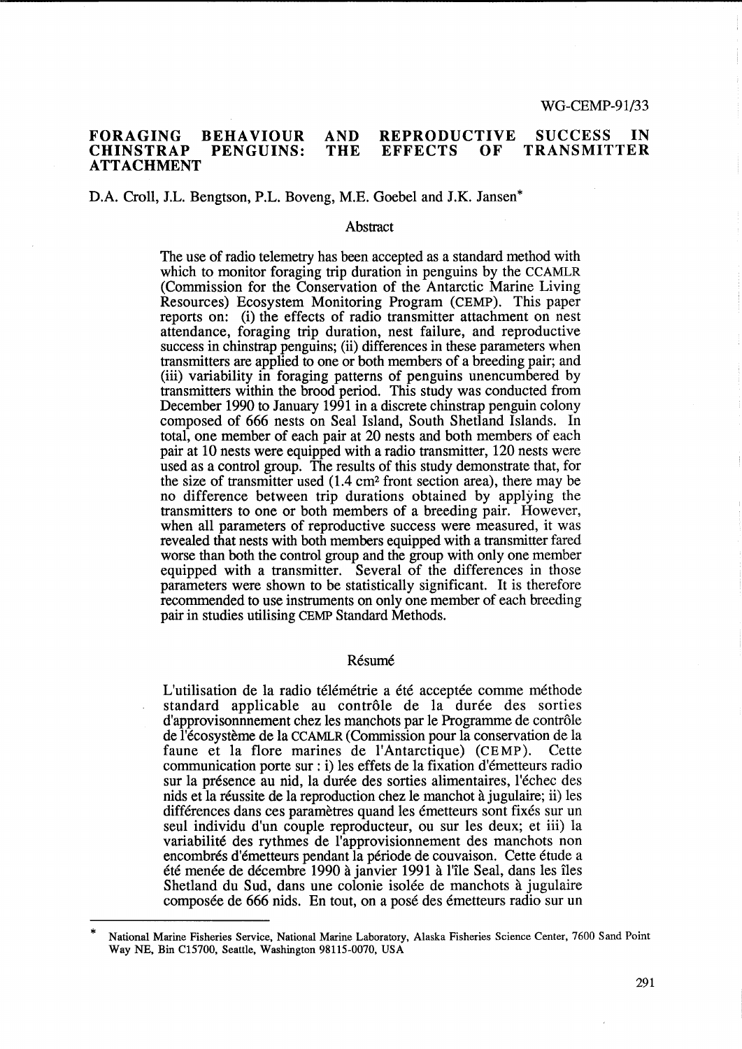WG-CEMP-91/33

# FORAGING BEHAVIOUR AND REPRODUCTIVE SUCCESS IN CHINSTRAP PENGUINS: THE EFFECTS OF TRANSMITTER ATTACHMENT

D.A. Croll, J.L. Bengtson, P.L. Boveng, M.E. Goebel and J.K. Jansen*

## Abstract

The use of radio telemetry has been accepted as a standard method with which to monitor foraging trip duration in penguins by the CCAMLR (Commission for the Conservation of the Antarctic Marine Living Resources) Ecosystem Monitoring Program (CEMP). This paper reports on: (i) the effects of radio transmitter attachment on nest attendance, foraging trip duration, nest failure, and reproductive success in chinstrap penguins; (ii) differences in these parameters when transmitters are applied to one or both members of a breeding pair; and (iii) variability in foraging patterns of penguins unencumbered by transmitters within the brood period. This study was conducted from December 1990 to January 1991 in a discrete chinstrap penguin colony composed of 666 nests on Seal Island, South Shetland Islands. In total, one member of each pair at 20 nests and both members of each pair at 10 nests were equipped with a radio transmitter, 120 nests were used as a control group. The results of this study demonstrate that, for the size of transmitter used (1.4 $cm^2$ front section area), there may be no difference between trip durations obtained by applying the transmitters to one or both members of a breeding pair. However, when all parameters of reproductive success were measured, it was revealed that nests with both members equipped with a transmitter fared worse than both the control group and the group with only one member equipped with a transmitter. Several of the differences in those parameters were shown to be statistically significant. It is therefore recommended to use instruments on only one member of each breeding pair in studies utilising CEMP Standard Methods.

## Résumé

L'utilisation de la radio télémétrie a été acceptée comme méthode standard applicable au contrôle de la durée des sorties d'approvisonnnement chez les manchots par le Programme de contrôle de l'écosystème de la CCAMLR (Commission pour la conservation de la faune et la flore marines de l'Antarctique) (CEMP). Cette communication porte sur : i) les effets de la fixation d'émetteurs radio sur la présence au nid, la durée des sorties alimentaires, l'échec des nids et la réussite de la reproduction chez le manchot à jugulaire; ii) les différences dans ces paramètres quand les émetteurs sont fixés sur un seul individu d'un couple reproducteur, ou sur les deux; et iii) la variabilité des rythmes de l'approvisionnement des manchots non encombrés d'émetteurs pendant la période de couvaison. Cette étude a été menée de décembre 1990 à janvier 1991 à l'île Seal, dans les îles Shetland du Sud, dans une colonie isolée de manchots à jugulaire composée de 666 nids. En tout, on a posé des émetteurs radio sur un

---

* National Marine Fisheries Service, National Marine Laboratory, Alaska Fisheries Science Center, 7600 Sand Point Way NE, Bin C15700, Seattle, Washington 98115-0070, USA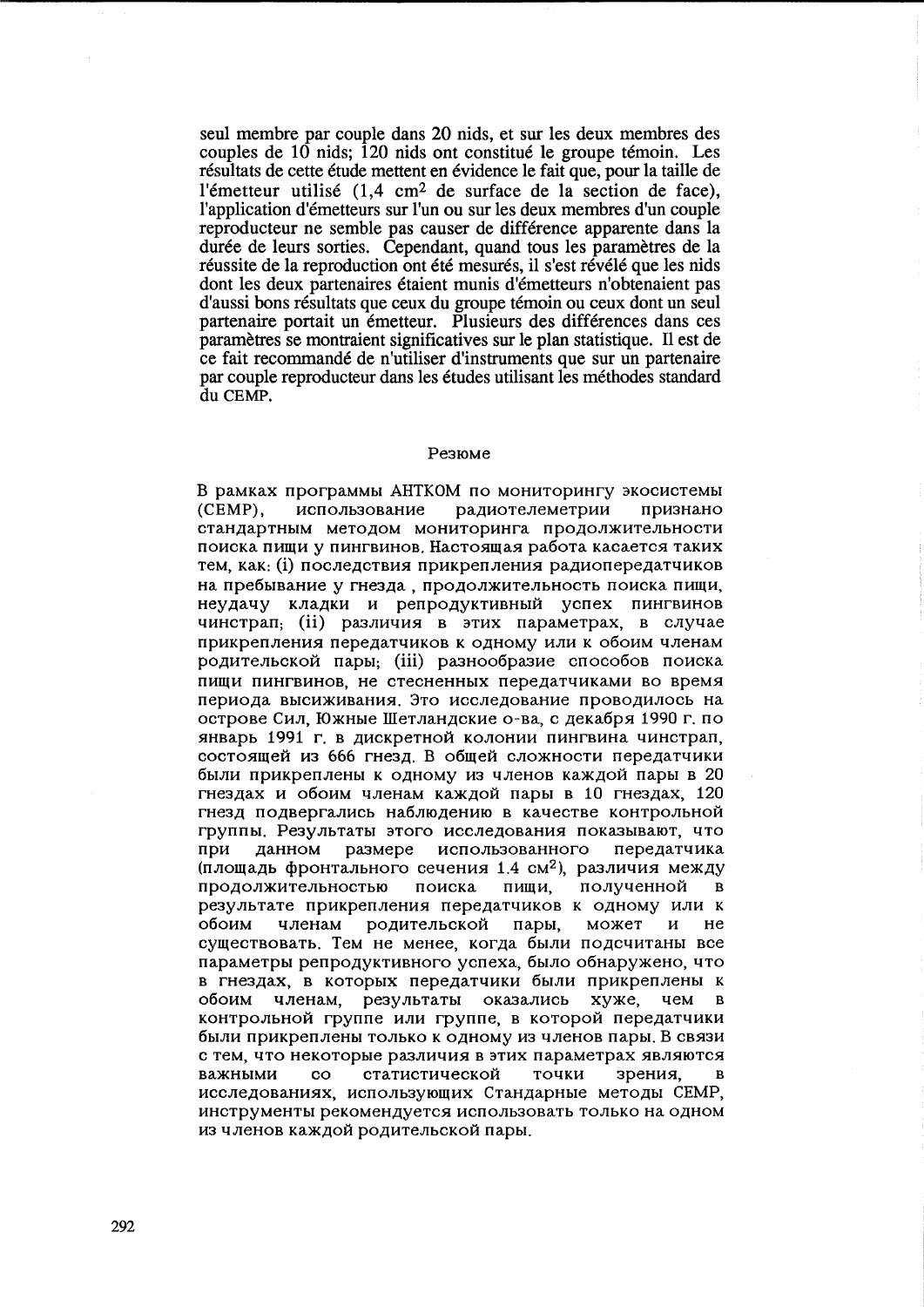seul membre par couple dans 20 nids, et sur les deux membres des couples de 10 nids; 120 nids ont constitué le groupe témoin. Les résultats de cette étude mettent en évidence le fait que, pour la taille de l'émetteur utilisé (1,4 cm$^2$ de surface de la section de face), l'application d'émetteurs sur l'un ou sur les deux membres d'un couple reproducteur ne semble pas causer de différence apparente dans la durée de leurs sorties. Cependant, quand tous les paramètres de la réussite de la reproduction ont été mesurés, il s'est révélé que les nids dont les deux partenaires étaient munis d'émetteurs n'obtenaient pas d'aussi bons résultats que ceux du groupe témoin ou ceux dont un seul partenaire portait un émetteur. Plusieurs des différences dans ces paramètres se montraient significatives sur le plan statistique. Il est de ce fait recommandé de n'utiliser d'instruments que sur un partenaire par couple reproducteur dans les études utilisant les méthodes standard du CEMP.

## Резюме

В рамках программы АНТКОМ по мониторингу экосистемы (CEMP), использование радиотелеметрии признано стандартным методом мониторинга продолжительности поиска пищи у пингвинов. Настоящая работа касается таких тем, как: (i) последствия прикрепления радиопередатчиков на пребывание у гнезда, продолжительность поиска пищи, неудачу кладки и репродуктивный успех пингвинов чинстрап; (ii) различия в этих параметрах, в случае прикрепления передатчиков к одному или к обоим членам родительской пары; (iii) разнообразие способов поиска пищи пингвинов, не стесненных передатчиками во время периода высиживания. Это исследование проводилось на острове Сил, Южные Шетландские о-ва, с декабря 1990 г. по январь 1991 г. в дискретной колонии пингвина чинстрап, состоящей из 666 гнезд. В общей сложности передатчики были прикреплены к одному из членов каждой пары в 20 гнездах и обоим членам каждой пары в 10 гнездах, 120 гнезд подвергались наблюдению в качестве контрольной группы. Результаты этого исследования показывают, что при данном размере использованного передатчика (площадь фронтального сечения 1.4 см$^2$), различия между продолжительностью поиска пищи, полученной в результате прикрепления передатчиков к одному или к обоим членам родительской пары, может и не существовать. Тем не менее, когда были подсчитаны все параметры репродуктивного успеха, было обнаружено, что в гнездах, в которых передатчики были прикреплены к обоим членам, результаты оказались хуже, чем в контрольной группе или группе, в которой передатчики были прикреплены только к одному из членов пары. В связи с тем, что некоторые различия в этих параметрах являются важными со статистической точки зрения, в исследованиях, использующих Стандарные методы CEMP, инструменты рекомендуется использовать только на одном из членов каждой родительской пары.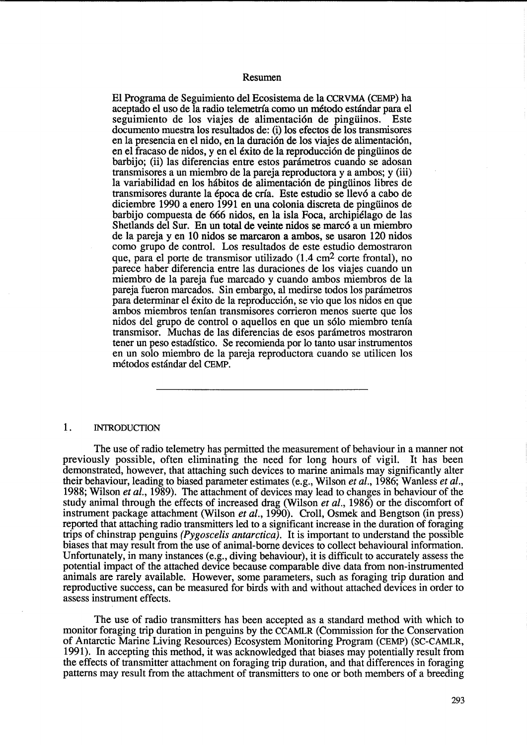## Resumen

El Programa de Seguimiento del Ecosistema de la CCRVMA (CEMP) ha aceptado el uso de la radio telemetría como un método estándar para el seguimiento de los viajes de alimentación de pingüinos. Este documento muestra los resultados de: (i) los efectos de los transmisores en la presencia en el nido, en la duración de los viajes de alimentación, en el fracaso de nidos, y en el éxito de la reproducción de pingüinos de barbijo; (ii) las diferencias entre estos parámetros cuando se adosan transmisores a un miembro de la pareja reproductora y a ambos; y (iii) la variabilidad en los hábitos de alimentación de pingüinos libres de transmisores durante la época de cría. Este estudio se llevó a cabo de diciembre 1990 a enero 1991 en una colonia discreta de pingüinos de barbijo compuesta de 666 nidos, en la isla Foca, archipiélago de las Shetlands del Sur. En un total de veinte nidos se marcó a un miembro de la pareja y en 10 nidos se marcaron a ambos, se usaron 120 nidos como grupo de control. Los resultados de este estudio demostraron que, para el porte de transmisor utilizado (1.4 cm$^2$ corte frontal), no parece haber diferencia entre las duraciones de los viajes cuando un miembro de la pareja fue marcado y cuando ambos miembros de la pareja fueron marcados. Sin embargo, al medirse todos los parámetros para determinar el éxito de la reproducción, se vio que los nidos en que ambos miembros tenían transmisores corrieron menos suerte que los nidos del grupo de control o aquellos en que un sólo miembro tenía transmisor. Muchas de las diferencias de esos parámetros mostraron tener un peso estadístico. Se recomienda por lo tanto usar instrumentos en un solo miembro de la pareja reproductora cuando se utilicen los métodos estándar del CEMP.

---

## 1. INTRODUCTION

The use of radio telemetry has permitted the measurement of behaviour in a manner not previously possible, often eliminating the need for long hours of vigil. It has been demonstrated, however, that attaching such devices to marine animals may significantly alter their behaviour, leading to biased parameter estimates (e.g., Wilson *et al.*, 1986; Wanless *et al.*, 1988; Wilson *et al.*, 1989). The attachment of devices may lead to changes in behaviour of the study animal through the effects of increased drag (Wilson *et al.*, 1986) or the discomfort of instrument package attachment (Wilson *et al.*, 1990). Croll, Osmek and Bengtson (in press) reported that attaching radio transmitters led to a significant increase in the duration of foraging trips of chinstrap penguins *(Pygoscelis antarctica)*. It is important to understand the possible biases that may result from the use of animal-borne devices to collect behavioural information. Unfortunately, in many instances (e.g., diving behaviour), it is difficult to accurately assess the potential impact of the attached device because comparable dive data from non-instrumented animals are rarely available. However, some parameters, such as foraging trip duration and reproductive success, can be measured for birds with and without attached devices in order to assess instrument effects.

The use of radio transmitters has been accepted as a standard method with which to monitor foraging trip duration in penguins by the CCAMLR (Commission for the Conservation of Antarctic Marine Living Resources) Ecosystem Monitoring Program (CEMP) (SC-CAMLR, 1991). In accepting this method, it was acknowledged that biases may potentially result from the effects of transmitter attachment on foraging trip duration, and that differences in foraging patterns may result from the attachment of transmitters to one or both members of a breeding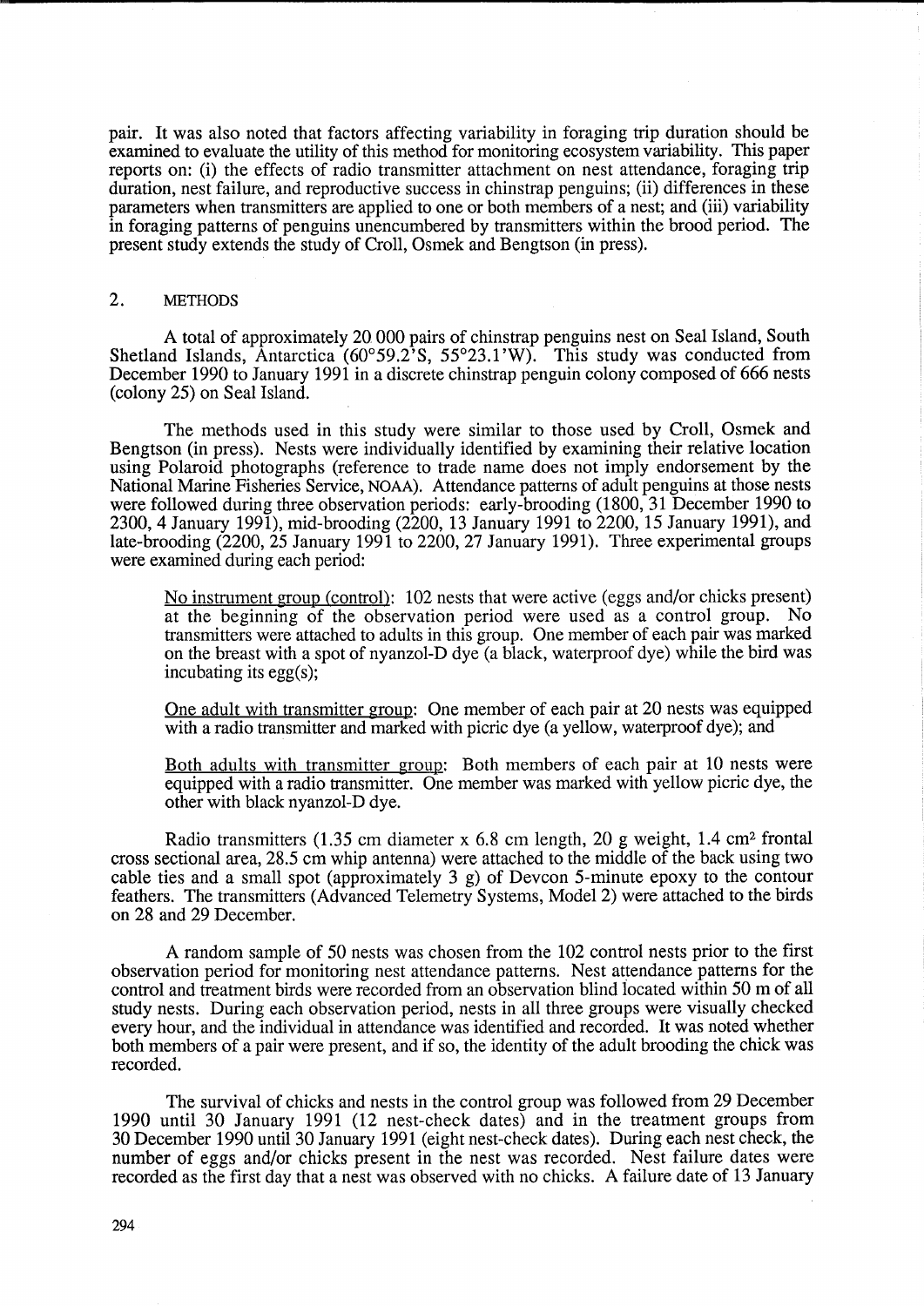pair. It was also noted that factors affecting variability in foraging trip duration should be examined to evaluate the utility of this method for monitoring ecosystem variability. This paper reports on: (i) the effects of radio transmitter attachment on nest attendance, foraging trip duration, nest failure, and reproductive success in chinstrap penguins; (ii) differences in these parameters when transmitters are applied to one or both members of a nest; and (iii) variability in foraging patterns of penguins unencumbered by transmitters within the brood period. The present study extends the study of Croll, Osmek and Bengtson (in press).

## 2. METHODS

A total of approximately 20 000 pairs of chinstrap penguins nest on Seal Island, South Shetland Islands, Antarctica (60°59.2'S, 55°23.1'W). This study was conducted from December 1990 to January 1991 in a discrete chinstrap penguin colony composed of 666 nests (colony 25) on Seal Island.

The methods used in this study were similar to those used by Croll, Osmek and Bengtson (in press). Nests were individually identified by examining their relative location using Polaroid photographs (reference to trade name does not imply endorsement by the National Marine Fisheries Service, NOAA). Attendance patterns of adult penguins at those nests were followed during three observation periods: early-brooding (1800, 31 December 1990 to 2300, 4 January 1991), mid-brooding (2200, 13 January 1991 to 2200, 15 January 1991), and late-brooding (2200, 25 January 1991 to 2200, 27 January 1991). Three experimental groups were examined during each period:

<u>No instrument group (control)</u>: 102 nests that were active (eggs and/or chicks present) at the beginning of the observation period were used as a control group. No transmitters were attached to adults in this group. One member of each pair was marked on the breast with a spot of nyanzol-D dye (a black, waterproof dye) while the bird was incubating its egg(s);

<u>One adult with transmitter group</u>: One member of each pair at 20 nests was equipped with a radio transmitter and marked with picric dye (a yellow, waterproof dye); and

<u>Both adults with transmitter group</u>: Both members of each pair at 10 nests were equipped with a radio transmitter. One member was marked with yellow picric dye, the other with black nyanzol-D dye.

Radio transmitters (1.35 cm diameter x 6.8 cm length, 20 g weight, 1.4 $cm^2$ frontal cross sectional area, 28.5 cm whip antenna) were attached to the middle of the back using two cable ties and a small spot (approximately 3 g) of Devcon 5-minute epoxy to the contour feathers. The transmitters (Advanced Telemetry Systems, Model 2) were attached to the birds on 28 and 29 December.

A random sample of 50 nests was chosen from the 102 control nests prior to the first observation period for monitoring nest attendance patterns. Nest attendance patterns for the control and treatment birds were recorded from an observation blind located within 50 m of all study nests. During each observation period, nests in all three groups were visually checked every hour, and the individual in attendance was identified and recorded. It was noted whether both members of a pair were present, and if so, the identity of the adult brooding the chick was recorded.

The survival of chicks and nests in the control group was followed from 29 December 1990 until 30 January 1991 (12 nest-check dates) and in the treatment groups from 30 December 1990 until 30 January 1991 (eight nest-check dates). During each nest check, the number of eggs and/or chicks present in the nest was recorded. Nest failure dates were recorded as the first day that a nest was observed with no chicks. A failure date of 13 January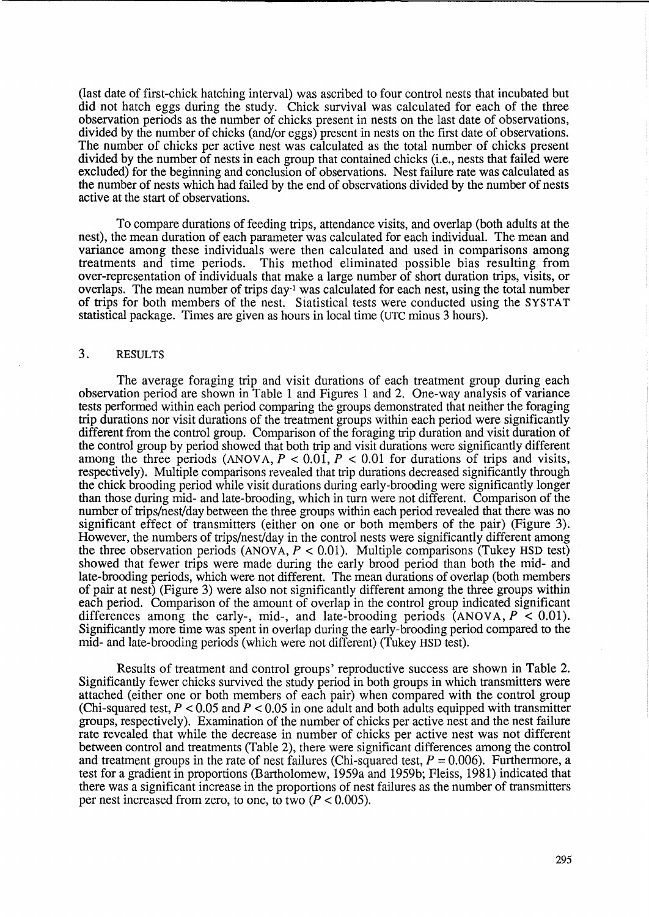(last date of first-chick hatching interval) was ascribed to four control nests that incubated but did not hatch eggs during the study. Chick survival was calculated for each of the three observation periods as the number of chicks present in nests on the last date of observations, divided by the number of chicks (and/or eggs) present in nests on the first date of observations. The number of chicks per active nest was calculated as the total number of chicks present divided by the number of nests in each group that contained chicks (i.e., nests that failed were excluded) for the beginning and conclusion of observations. Nest failure rate was calculated as the number of nests which had failed by the end of observations divided by the number of nests active at the start of observations.

To compare durations of feeding trips, attendance visits, and overlap (both adults at the nest), the mean duration of each parameter was calculated for each individual. The mean and variance among these individuals were then calculated and used in comparisons among treatments and time periods. This method eliminated possible bias resulting from over-representation of individuals that make a large number of short duration trips, visits, or overlaps. The mean number of trips day$^{-1}$ was calculated for each nest, using the total number of trips for both members of the nest. Statistical tests were conducted using the SYSTAT statistical package. Times are given as hours in local time (UTC minus 3 hours).

## 3. RESULTS

The average foraging trip and visit durations of each treatment group during each observation period are shown in Table 1 and Figures 1 and 2. One-way analysis of variance tests performed within each period comparing the groups demonstrated that neither the foraging trip durations nor visit durations of the treatment groups within each period were significantly different from the control group. Comparison of the foraging trip duration and visit duration of the control group by period showed that both trip and visit durations were significantly different among the three periods (ANOVA, $P < 0.01$, $P < 0.01$ for durations of trips and visits, respectively). Multiple comparisons revealed that trip durations decreased significantly through the chick brooding period while visit durations during early-brooding were significantly longer than those during mid- and late-brooding, which in turn were not different. Comparison of the number of trips/nest/day between the three groups within each period revealed that there was no significant effect of transmitters (either on one or both members of the pair) (Figure 3). However, the numbers of trips/nest/day in the control nests were significantly different among the three observation periods (ANOVA, $P < 0.01$). Multiple comparisons (Tukey HSD test) showed that fewer trips were made during the early brood period than both the mid- and late-brooding periods, which were not different. The mean durations of overlap (both members of pair at nest) (Figure 3) were also not significantly different among the three groups within each period. Comparison of the amount of overlap in the control group indicated significant differences among the early-, mid-, and late-brooding periods (ANOVA, $P < 0.01$). Significantly more time was spent in overlap during the early-brooding period compared to the mid- and late-brooding periods (which were not different) (Tukey HSD test).

Results of treatment and control groups' reproductive success are shown in Table 2. Significantly fewer chicks survived the study period in both groups in which transmitters were attached (either one or both members of each pair) when compared with the control group (Chi-squared test, $P < 0.05$ and $P < 0.05$ in one adult and both adults equipped with transmitter groups, respectively). Examination of the number of chicks per active nest and the nest failure rate revealed that while the decrease in number of chicks per active nest was not different between control and treatments (Table 2), there were significant differences among the control and treatment groups in the rate of nest failures (Chi-squared test, $P = 0.006$). Furthermore, a test for a gradient in proportions (Bartholomew, 1959a and 1959b; Fleiss, 1981) indicated that there was a significant increase in the proportions of nest failures as the number of transmitters per nest increased from zero, to one, to two ($P < 0.005$).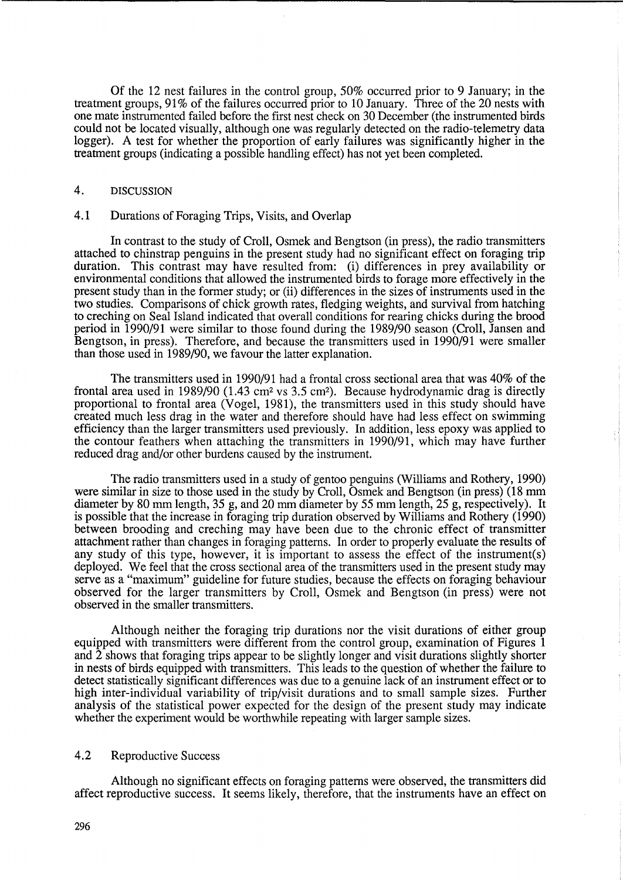Of the 12 nest failures in the control group, 50% occurred prior to 9 January; in the treatment groups, 91% of the failures occurred prior to 10 January. Three of the 20 nests with one mate instrumented failed before the first nest check on 30 December (the instrumented birds could not be located visually, although one was regularly detected on the radio-telemetry data logger). A test for whether the proportion of early failures was significantly higher in the treatment groups (indicating a possible handling effect) has not yet been completed.

## 4. DISCUSSION

### 4.1 Durations of Foraging Trips, Visits, and Overlap

In contrast to the study of Croll, Osmek and Bengtson (in press), the radio transmitters attached to chinstrap penguins in the present study had no significant effect on foraging trip duration. This contrast may have resulted from: (i) differences in prey availability or environmental conditions that allowed the instrumented birds to forage more effectively in the present study than in the former study; or (ii) differences in the sizes of instruments used in the two studies. Comparisons of chick growth rates, fledging weights, and survival from hatching to creching on Seal Island indicated that overall conditions for rearing chicks during the brood period in 1990/91 were similar to those found during the 1989/90 season (Croll, Jansen and Bengtson, in press). Therefore, and because the transmitters used in 1990/91 were smaller than those used in 1989/90, we favour the latter explanation.

The transmitters used in 1990/91 had a frontal cross sectional area that was 40% of the frontal area used in 1989/90 (1.43 $cm^2$ vs 3.5 $cm^2$). Because hydrodynamic drag is directly proportional to frontal area (Vogel, 1981), the transmitters used in this study should have created much less drag in the water and therefore should have had less effect on swimming efficiency than the larger transmitters used previously. In addition, less epoxy was applied to the contour feathers when attaching the transmitters in 1990/91, which may have further reduced drag and/or other burdens caused by the instrument.

The radio transmitters used in a study of gentoo penguins (Williams and Rothery, 1990) were similar in size to those used in the study by Croll, Osmek and Bengtson (in press) (18 mm diameter by 80 mm length, 35 g, and 20 mm diameter by 55 mm length, 25 g, respectively). It is possible that the increase in foraging trip duration observed by Williams and Rothery (1990) between brooding and creching may have been due to the chronic effect of transmitter attachment rather than changes in foraging patterns. In order to properly evaluate the results of any study of this type, however, it is important to assess the effect of the instrument(s) deployed. We feel that the cross sectional area of the transmitters used in the present study may serve as a "maximum" guideline for future studies, because the effects on foraging behaviour observed for the larger transmitters by Croll, Osmek and Bengtson (in press) were not observed in the smaller transmitters.

Although neither the foraging trip durations nor the visit durations of either group equipped with transmitters were different from the control group, examination of Figures 1 and 2 shows that foraging trips appear to be slightly longer and visit durations slightly shorter in nests of birds equipped with transmitters. This leads to the question of whether the failure to detect statistically significant differences was due to a genuine lack of an instrument effect or to high inter-individual variability of trip/visit durations and to small sample sizes. Further analysis of the statistical power expected for the design of the present study may indicate whether the experiment would be worthwhile repeating with larger sample sizes.

### 4.2 Reproductive Success

Although no significant effects on foraging patterns were observed, the transmitters did affect reproductive success. It seems likely, therefore, that the instruments have an effect on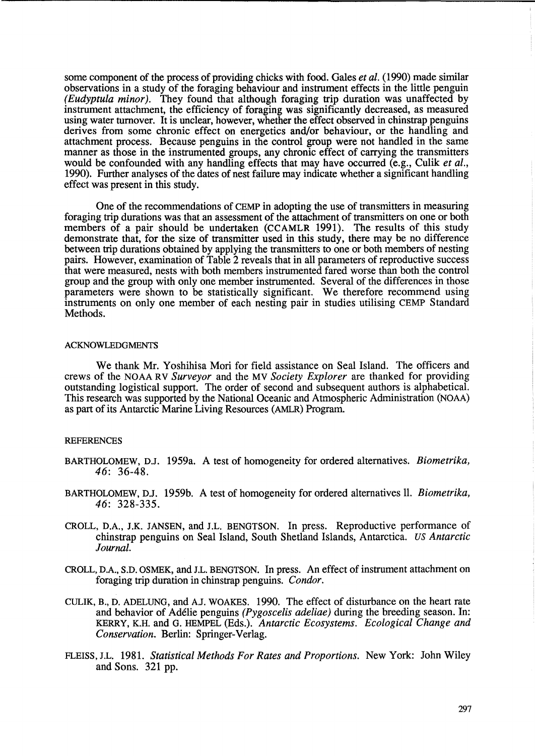some component of the process of providing chicks with food. Gales *et al.* (1990) made similar observations in a study of the foraging behaviour and instrument effects in the little penguin *(Eudyptula minor)*. They found that although foraging trip duration was unaffected by instrument attachment, the efficiency of foraging was significantly decreased, as measured using water turnover. It is unclear, however, whether the effect observed in chinstrap penguins derives from some chronic effect on energetics and/or behaviour, or the handling and attachment process. Because penguins in the control group were not handled in the same manner as those in the instrumented groups, any chronic effect of carrying the transmitters would be confounded with any handling effects that may have occurred (e.g., Culik *et al.*, 1990). Further analyses of the dates of nest failure may indicate whether a significant handling effect was present in this study.

One of the recommendations of CEMP in adopting the use of transmitters in measuring foraging trip durations was that an assessment of the attachment of transmitters on one or both members of a pair should be undertaken (CCAMLR 1991). The results of this study demonstrate that, for the size of transmitter used in this study, there may be no difference between trip durations obtained by applying the transmitters to one or both members of nesting pairs. However, examination of Table 2 reveals that in all parameters of reproductive success that were measured, nests with both members instrumented fared worse than both the control group and the group with only one member instrumented. Several of the differences in those parameters were shown to be statistically significant. We therefore recommend using instruments on only one member of each nesting pair in studies utilising CEMP Standard Methods.

## ACKNOWLEDGMENTS

We thank Mr. Yoshihisa Mori for field assistance on Seal Island. The officers and crews of the NOAA RV *Surveyor* and the MV *Society Explorer* are thanked for providing outstanding logistical support. The order of second and subsequent authors is alphabetical. This research was supported by the National Oceanic and Atmospheric Administration (NOAA) as part of its Antarctic Marine Living Resources (AMLR) Program.

## REFERENCES

BARTHOLOMEW, D.J. 1959a. A test of homogeneity for ordered alternatives. *Biometrika*, *46*: 36-48.

BARTHOLOMEW, D.J. 1959b. A test of homogeneity for ordered alternatives II. *Biometrika*, *46*: 328-335.

CROLL, D.A., J.K. JANSEN, and J.L. BENGTSON. In press. Reproductive performance of chinstrap penguins on Seal Island, South Shetland Islands, Antarctica. *US Antarctic Journal*.

CROLL, D.A., S.D. OSMEK, and J.L. BENGTSON. In press. An effect of instrument attachment on foraging trip duration in chinstrap penguins. *Condor*.

CULIK, B., D. ADELUNG, and A.J. WOAKES. 1990. The effect of disturbance on the heart rate and behavior of Adélie penguins *(Pygoscelis adeliae)* during the breeding season. In: KERRY, K.H. and G. HEMPEL (Eds.). *Antarctic Ecosystems. Ecological Change and Conservation*. Berlin: Springer-Verlag.

FLEISS, J.L. 1981. *Statistical Methods For Rates and Proportions*. New York: John Wiley and Sons. 321 pp.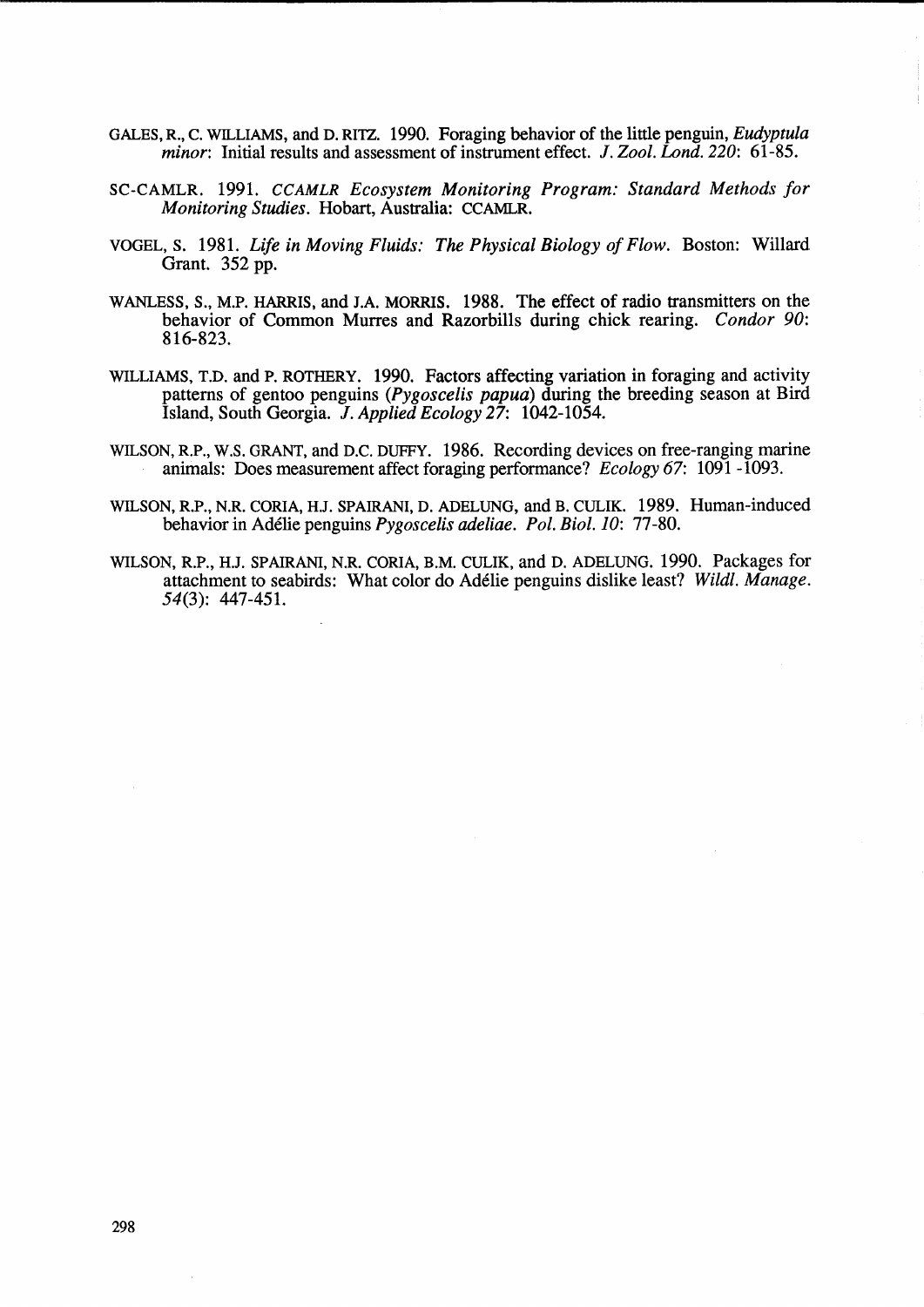GALES, R., C. WILLIAMS, and D. RITZ. 1990. Foraging behavior of the little penguin, *Eudyptula minor*: Initial results and assessment of instrument effect. *J. Zool. Lond. 220*: 61-85.

SC-CAMLR. 1991. *CCAMLR Ecosystem Monitoring Program: Standard Methods for Monitoring Studies*. Hobart, Australia: CCAMLR.

VOGEL, S. 1981. *Life in Moving Fluids: The Physical Biology of Flow*. Boston: Willard Grant. 352 pp.

WANLESS, S., M.P. HARRIS, and J.A. MORRIS. 1988. The effect of radio transmitters on the behavior of Common Murres and Razorbills during chick rearing. *Condor 90*: 816-823.

WILLIAMS, T.D. and P. ROTHERY. 1990. Factors affecting variation in foraging and activity patterns of gentoo penguins (*Pygoscelis papua*) during the breeding season at Bird Island, South Georgia. *J. Applied Ecology 27*: 1042-1054.

WILSON, R.P., W.S. GRANT, and D.C. DUFFY. 1986. Recording devices on free-ranging marine animals: Does measurement affect foraging performance? *Ecology 67*: 1091 -1093.

WILSON, R.P., N.R. CORIA, H.J. SPAIRANI, D. ADELUNG, and B. CULIK. 1989. Human-induced behavior in Adélie penguins *Pygoscelis adeliae*. *Pol. Biol. 10*: 77-80.

WILSON, R.P., H.J. SPAIRANI, N.R. CORIA, B.M. CULIK, and D. ADELUNG. 1990. Packages for attachment to seabirds: What color do Adélie penguins dislike least? *Wildl. Manage. 54*(3): 447-451.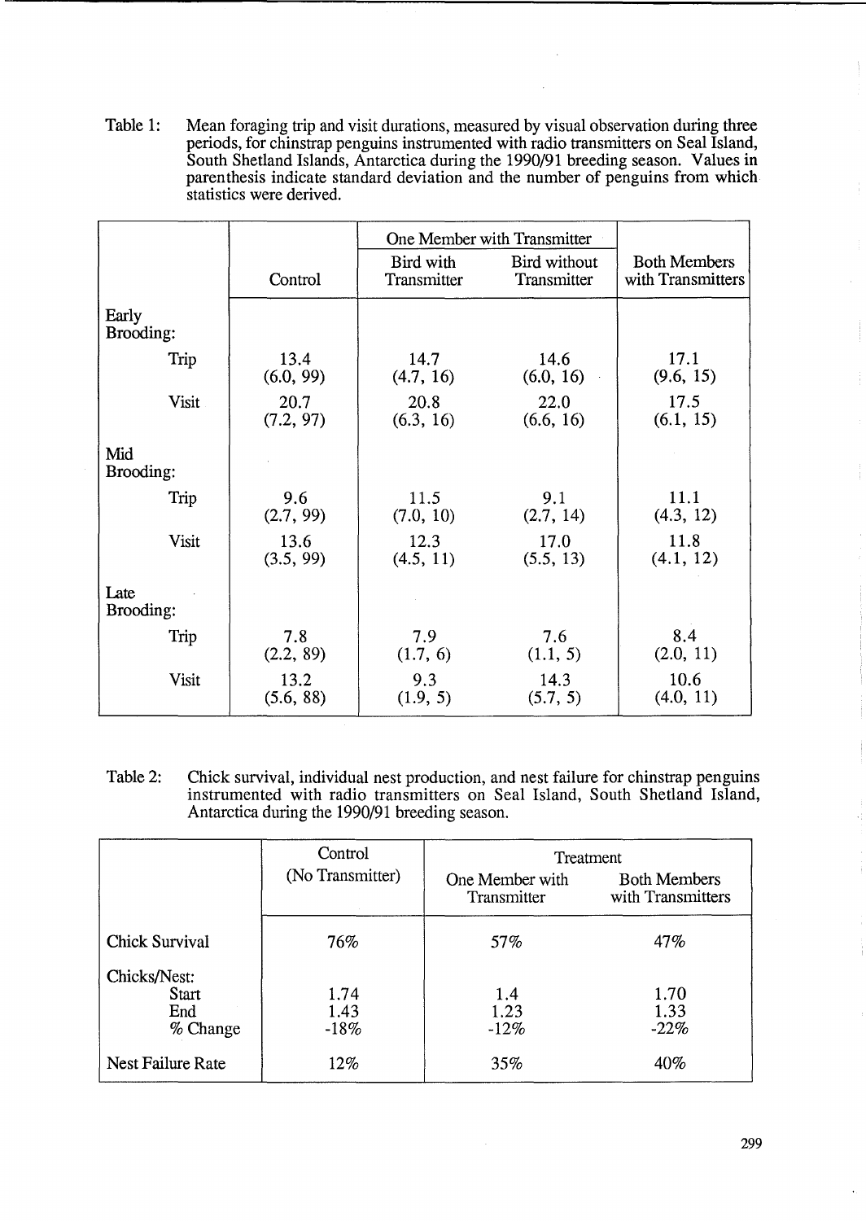Table 1: Mean foraging trip and visit durations, measured by visual observation during three periods, for chinstrap penguins instrumented with radio transmitters on Seal Island, South Shetland Islands, Antarctica during the 1990/91 breeding season. Values in parenthesis indicate standard deviation and the number of penguins from which statistics were derived.

| | Control | One Member with Transmitter | | Both Members with Transmitters |
|---|---|---|---|---|
| | | Bird with Transmitter | Bird without Transmitter | |
| **Early Brooding:** | | | | |
| Trip | 13.4 (6.0, 99) | 14.7 (4.7, 16) | 14.6 (6.0, 16) | 17.1 (9.6, 15) |
| Visit | 20.7 (7.2, 97) | 20.8 (6.3, 16) | 22.0 (6.6, 16) | 17.5 (6.1, 15) |
| **Mid Brooding:** | | | | |
| Trip | 9.6 (2.7, 99) | 11.5 (7.0, 10) | 9.1 (2.7, 14) | 11.1 (4.3, 12) |
| Visit | 13.6 (3.5, 99) | 12.3 (4.5, 11) | 17.0 (5.5, 13) | 11.8 (4.1, 12) |
| **Late Brooding:** | | | | |
| Trip | 7.8 (2.2, 89) | 7.9 (1.7, 6) | 7.6 (1.1, 5) | 8.4 (2.0, 11) |
| Visit | 13.2 (5.6, 88) | 9.3 (1.9, 5) | 14.3 (5.7, 5) | 10.6 (4.0, 11) |

Table 2: Chick survival, individual nest production, and nest failure for chinstrap penguins instrumented with radio transmitters on Seal Island, South Shetland Island, Antarctica during the 1990/91 breeding season.

| | Control (No Transmitter) | Treatment | |
|---|---|---|---|
| | | One Member with Transmitter | Both Members with Transmitters |
| Chick Survival | 76% | 57% | 47% |
| Chicks/Nest: | | | |
| Start | 1.74 | 1.4 | 1.70 |
| End | 1.43 | 1.23 | 1.33 |
| % Change | -18% | -12% | -22% |
| Nest Failure Rate | 12% | 35% | 40% |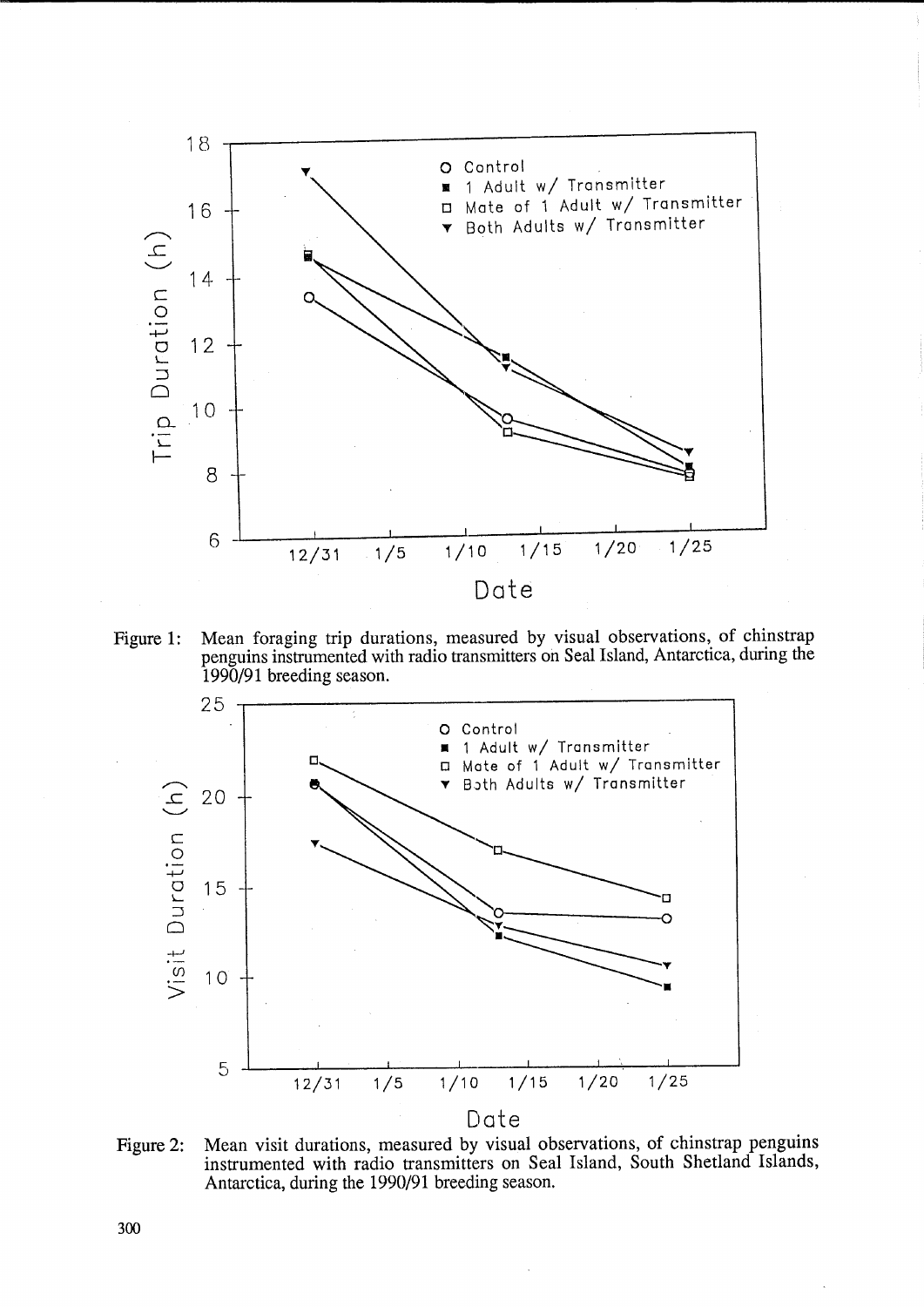Figure 1: Mean foraging trip durations, measured by visual observations, of chinstrap penguins instrumented with radio transmitters on Seal Island, Antarctica, during the 1990/91 breeding season.

Figure 2: Mean visit durations, measured by visual observations, of chinstrap penguins instrumented with radio transmitters on Seal Island, South Shetland Islands, Antarctica, during the 1990/91 breeding season.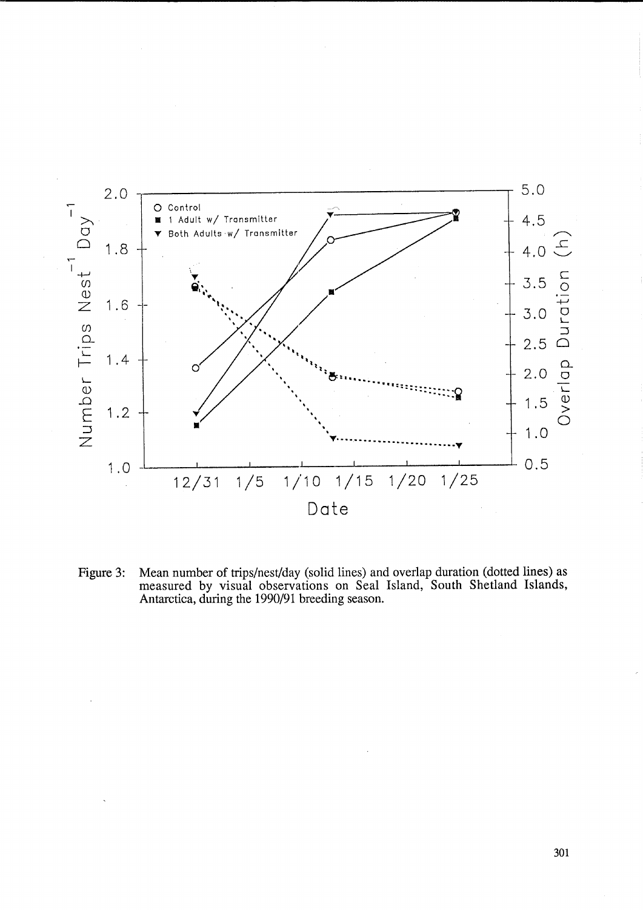Figure 3: Mean number of trips/nest/day (solid lines) and overlap duration (dotted lines) as measured by visual observations on Seal Island, South Shetland Islands, Antarctica, during the 1990/91 breeding season.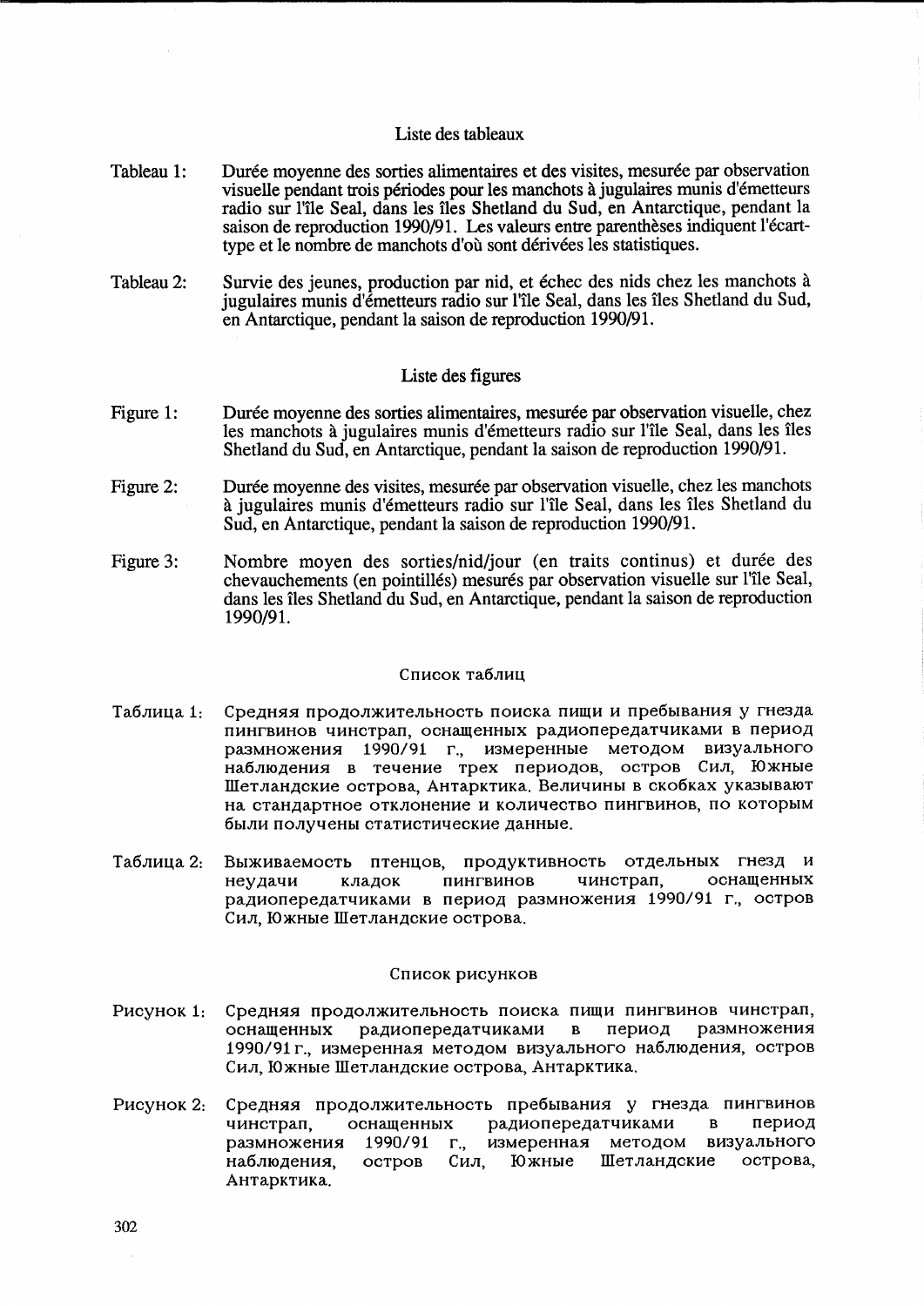## Liste des tableaux

Tableau 1: Durée moyenne des sorties alimentaires et des visites, mesurée par observation visuelle pendant trois périodes pour les manchots à jugulaires munis d'émetteurs radio sur l'île Seal, dans les îles Shetland du Sud, en Antarctique, pendant la saison de reproduction 1990/91. Les valeurs entre parenthèses indiquent l'écart-type et le nombre de manchots d'où sont dérivées les statistiques.

Tableau 2: Survie des jeunes, production par nid, et échec des nids chez les manchots à jugulaires munis d'émetteurs radio sur l'île Seal, dans les îles Shetland du Sud, en Antarctique, pendant la saison de reproduction 1990/91.

## Liste des figures

Figure 1: Durée moyenne des sorties alimentaires, mesurée par observation visuelle, chez les manchots à jugulaires munis d'émetteurs radio sur l'île Seal, dans les îles Shetland du Sud, en Antarctique, pendant la saison de reproduction 1990/91.

Figure 2: Durée moyenne des visites, mesurée par observation visuelle, chez les manchots à jugulaires munis d'émetteurs radio sur l'île Seal, dans les îles Shetland du Sud, en Antarctique, pendant la saison de reproduction 1990/91.

Figure 3: Nombre moyen des sorties/nid/jour (en traits continus) et durée des chevauchements (en pointillés) mesurés par observation visuelle sur l'île Seal, dans les îles Shetland du Sud, en Antarctique, pendant la saison de reproduction 1990/91.

## Список таблиц

Таблица 1: Средняя продолжительность поиска пищи и пребывания у гнезда пингвинов чинстрап, оснащенных радиопередатчиками в период размножения 1990/91 г., измеренные методом визуального наблюдения в течение трех периодов, остров Сил, Южные Шетландские острова, Антарктика. Величины в скобках указывают на стандартное отклонение и количество пингвинов, по которым были получены статистические данные.

Таблица 2: Выживаемость птенцов, продуктивность отдельных гнезд и неудачи кладок пингвинов чинстрап, оснащенных радиопередатчиками в период размножения 1990/91 г., остров Сил, Южные Шетландские острова.

## Список рисунков

Рисунок 1: Средняя продолжительность поиска пищи пингвинов чинстрап, оснащенных радиопередатчиками в период размножения 1990/91 г., измеренная методом визуального наблюдения, остров Сил, Южные Шетландские острова, Антарктика.

Рисунок 2: Средняя продолжительность пребывания у гнезда пингвинов чинстрап, оснащенных радиопередатчиками в период размножения 1990/91 г., измеренная методом визуального наблюдения, остров Сил, Южные Шетландские острова, Антарктика.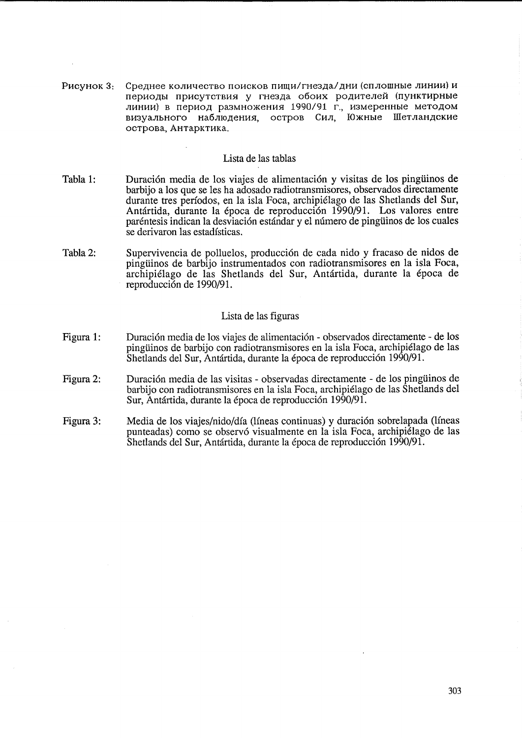Рисунок 3: Среднее количество поисков пищи/гнезда/дни (сплошные линии) и периоды присутствия у гнезда обоих родителей (пунктирные линии) в период размножения 1990/91 г., измеренные методом визуального наблюдения, остров Сил, Южные Шетландские острова, Антарктика.

## Lista de las tablas

Tabla 1: Duración media de los viajes de alimentación y visitas de los pingüinos de barbijo a los que se les ha adosado radiotransmisores, observados directamente durante tres períodos, en la isla Foca, archipiélago de las Shetlands del Sur, Antártida, durante la época de reproducción 1990/91. Los valores entre paréntesis indican la desviación estándar y el número de pingüinos de los cuales se derivaron las estadísticas.

Tabla 2: Supervivencia de polluelos, producción de cada nido y fracaso de nidos de pingüinos de barbijo instrumentados con radiotransmisores en la isla Foca, archipiélago de las Shetlands del Sur, Antártida, durante la época de reproducción de 1990/91.

## Lista de las figuras

Figura 1: Duración media de los viajes de alimentación - observados directamente - de los pingüinos de barbijo con radiotransmisores en la isla Foca, archipiélago de las Shetlands del Sur, Antártida, durante la época de reproducción 1990/91.

Figura 2: Duración media de las visitas - observadas directamente - de los pingüinos de barbijo con radiotransmisores en la isla Foca, archipiélago de las Shetlands del Sur, Antártida, durante la época de reproducción 1990/91.

Figura 3: Media de los viajes/nido/día (líneas continuas) y duración sobrelapada (líneas punteadas) como se observó visualmente en la isla Foca, archipiélago de las Shetlands del Sur, Antártida, durante la época de reproducción 1990/91.